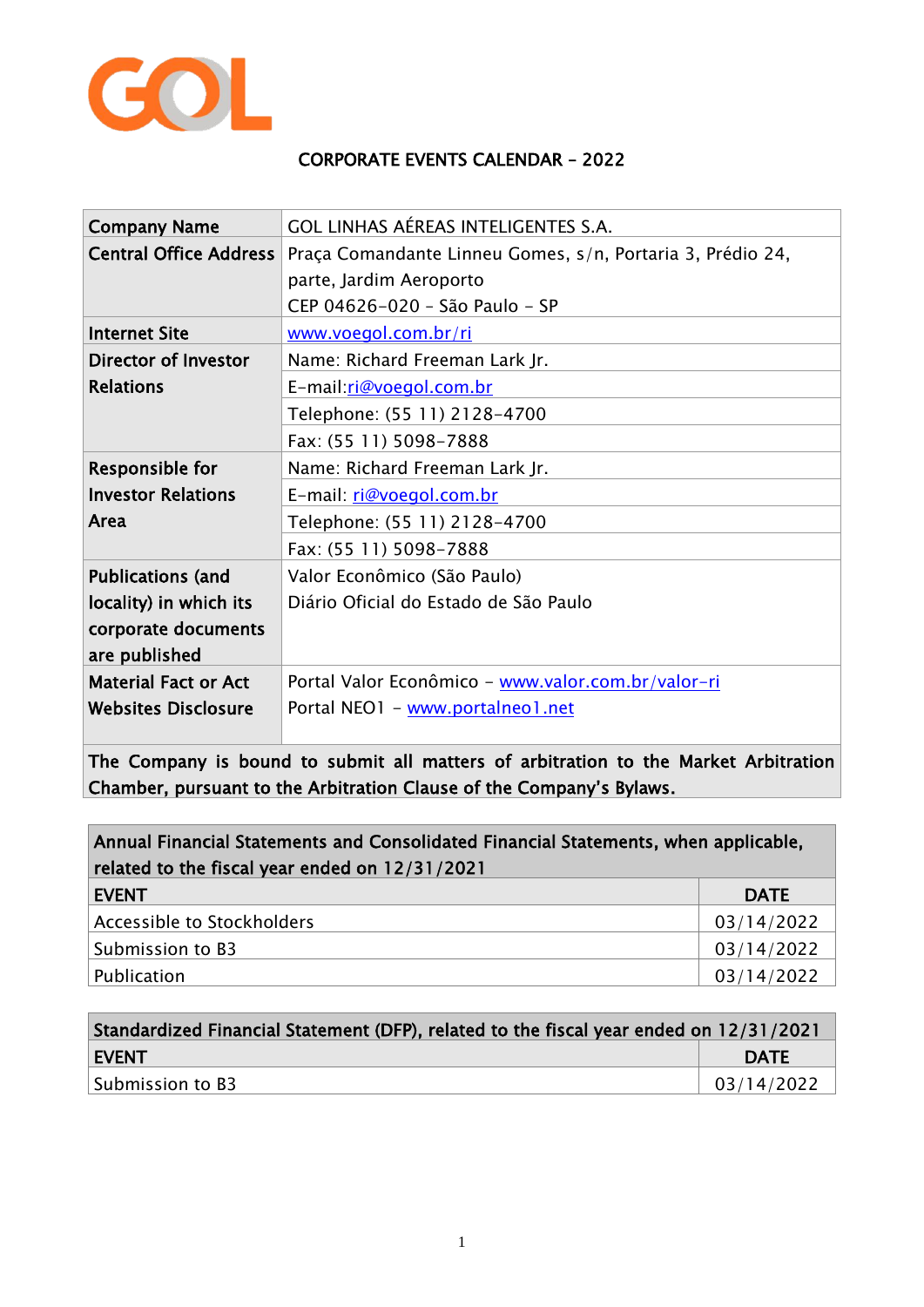GOL

# CORPORATE EVENTS CALENDAR – 2022

| | |
|---|---|
| **Company Name** | GOL LINHAS AÉREAS INTELIGENTES S.A. |
| **Central Office Address** | Praça Comandante Linneu Gomes, s/n, Portaria 3, Prédio 24, parte, Jardim Aeroporto<br>CEP 04626-020 – São Paulo – SP |
| **Internet Site** | www.voegol.com.br/ri |
| **Director of Investor Relations** | Name: Richard Freeman Lark Jr. |
| | E-mail:ri@voegol.com.br |
| | Telephone: (55 11) 2128-4700 |
| | Fax: (55 11) 5098-7888 |
| **Responsible for Investor Relations Area** | Name: Richard Freeman Lark Jr. |
| | E-mail: ri@voegol.com.br |
| | Telephone: (55 11) 2128-4700 |
| | Fax: (55 11) 5098-7888 |
| **Publications (and locality) in which its corporate documents are published** | Valor Econômico (São Paulo)<br>Diário Oficial do Estado de São Paulo |
| **Material Fact or Act Websites Disclosure** | Portal Valor Econômico – www.valor.com.br/valor-ri<br>Portal NEO1 – www.portalneo1.net |
| **The Company is bound to submit all matters of arbitration to the Market Arbitration Chamber, pursuant to the Arbitration Clause of the Company's Bylaws.** | |

| Annual Financial Statements and Consolidated Financial Statements, when applicable, related to the fiscal year ended on 12/31/2021 | |
|---|---|
| **EVENT** | **DATE** |
| Accessible to Stockholders | 03/14/2022 |
| Submission to B3 | 03/14/2022 |
| Publication | 03/14/2022 |

| Standardized Financial Statement (DFP), related to the fiscal year ended on 12/31/2021 | |
|---|---|
| **EVENT** | **DATE** |
| Submission to B3 | 03/14/2022 |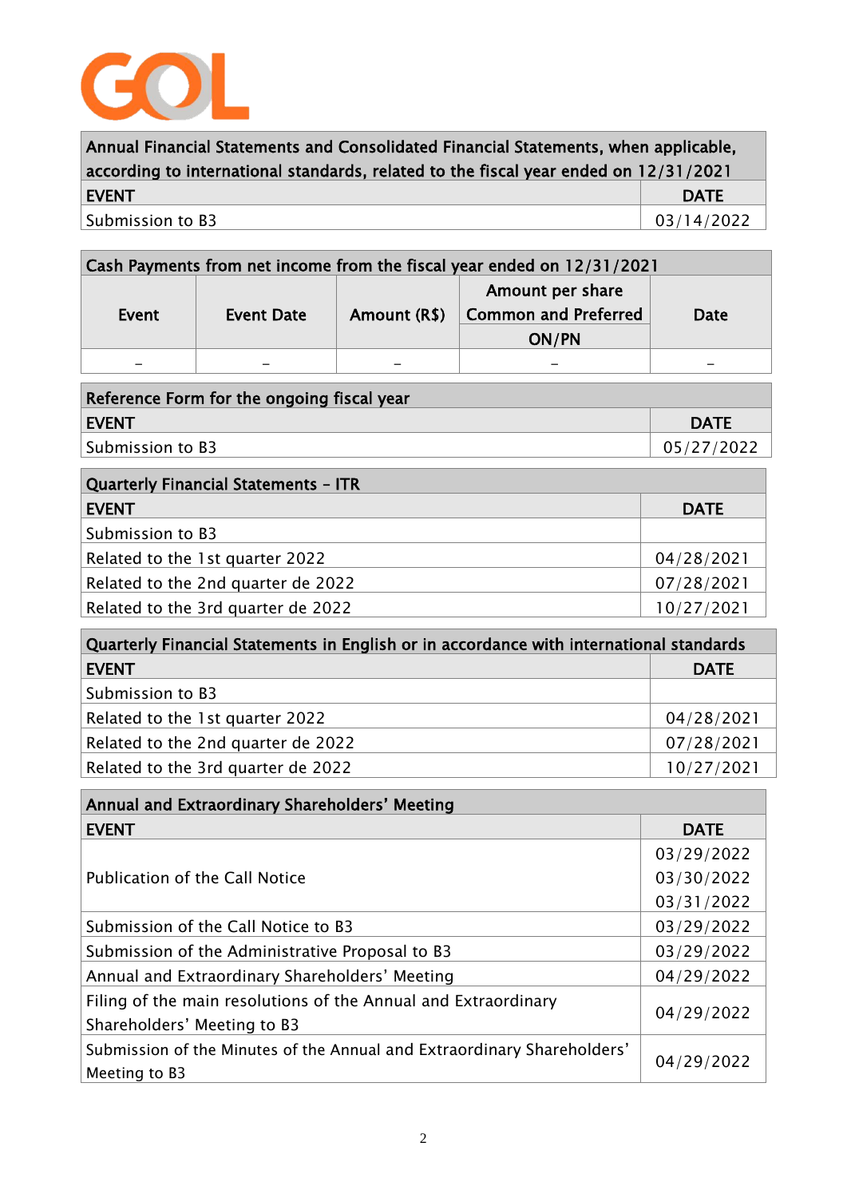| Annual Financial Statements and Consolidated Financial Statements, when applicable, according to international standards, related to the fiscal year ended on 12/31/2021 | |
|---|---|
| **EVENT** | **DATE** |
| Submission to B3 | 03/14/2022 |

| Cash Payments from net income from the fiscal year ended on 12/31/2021 | | | | |
|---|---|---|---|---|
| Event | Event Date | Amount (R$) | Amount per share Common and Preferred | Date |
| | | | ON/PN | |
| – | – | – | – | – |

| Reference Form for the ongoing fiscal year | |
|---|---|
| **EVENT** | **DATE** |
| Submission to B3 | 05/27/2022 |

| Quarterly Financial Statements – ITR | |
|---|---|
| **EVENT** | **DATE** |
| Submission to B3 | |
| Related to the 1st quarter 2022 | 04/28/2021 |
| Related to the 2nd quarter de 2022 | 07/28/2021 |
| Related to the 3rd quarter de 2022 | 10/27/2021 |

| Quarterly Financial Statements in English or in accordance with international standards | |
|---|---|
| **EVENT** | **DATE** |
| Submission to B3 | |
| Related to the 1st quarter 2022 | 04/28/2021 |
| Related to the 2nd quarter de 2022 | 07/28/2021 |
| Related to the 3rd quarter de 2022 | 10/27/2021 |

| Annual and Extraordinary Shareholders' Meeting | |
|---|---|
| **EVENT** | **DATE** |
| Publication of the Call Notice | 03/29/2022<br>03/30/2022<br>03/31/2022 |
| Submission of the Call Notice to B3 | 03/29/2022 |
| Submission of the Administrative Proposal to B3 | 03/29/2022 |
| Annual and Extraordinary Shareholders' Meeting | 04/29/2022 |
| Filing of the main resolutions of the Annual and Extraordinary Shareholders' Meeting to B3 | 04/29/2022 |
| Submission of the Minutes of the Annual and Extraordinary Shareholders' Meeting to B3 | 04/29/2022 |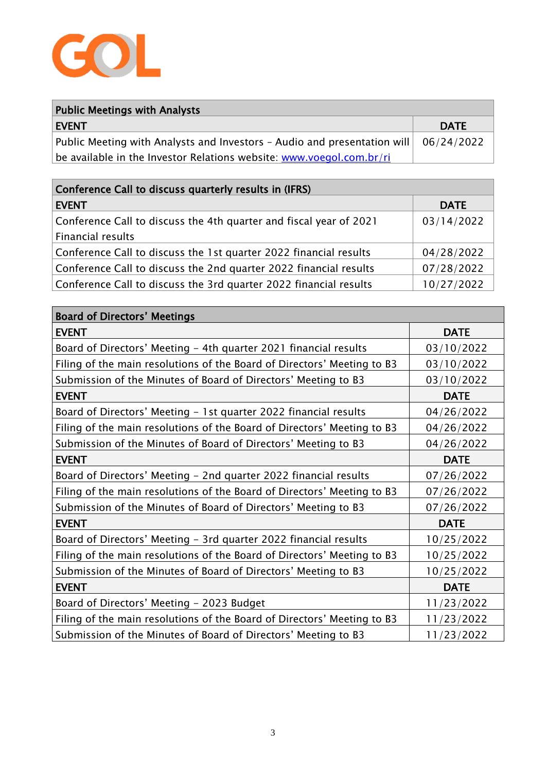| Public Meetings with Analysts | |
|---|---|
| **EVENT** | **DATE** |
| Public Meeting with Analysts and Investors – Audio and presentation will be available in the Investor Relations website: [www.voegol.com.br/ri](www.voegol.com.br/ri) | 06/24/2022 |

| Conference Call to discuss quarterly results in (IFRS) | |
|---|---|
| **EVENT** | **DATE** |
| Conference Call to discuss the 4th quarter and fiscal year of 2021 Financial results | 03/14/2022 |
| Conference Call to discuss the 1st quarter 2022 financial results | 04/28/2022 |
| Conference Call to discuss the 2nd quarter 2022 financial results | 07/28/2022 |
| Conference Call to discuss the 3rd quarter 2022 financial results | 10/27/2022 |

| Board of Directors' Meetings | |
|---|---|
| **EVENT** | **DATE** |
| Board of Directors' Meeting – 4th quarter 2021 financial results | 03/10/2022 |
| Filing of the main resolutions of the Board of Directors' Meeting to B3 | 03/10/2022 |
| Submission of the Minutes of Board of Directors' Meeting to B3 | 03/10/2022 |
| **EVENT** | **DATE** |
| Board of Directors' Meeting – 1st quarter 2022 financial results | 04/26/2022 |
| Filing of the main resolutions of the Board of Directors' Meeting to B3 | 04/26/2022 |
| Submission of the Minutes of Board of Directors' Meeting to B3 | 04/26/2022 |
| **EVENT** | **DATE** |
| Board of Directors' Meeting – 2nd quarter 2022 financial results | 07/26/2022 |
| Filing of the main resolutions of the Board of Directors' Meeting to B3 | 07/26/2022 |
| Submission of the Minutes of Board of Directors' Meeting to B3 | 07/26/2022 |
| **EVENT** | **DATE** |
| Board of Directors' Meeting – 3rd quarter 2022 financial results | 10/25/2022 |
| Filing of the main resolutions of the Board of Directors' Meeting to B3 | 10/25/2022 |
| Submission of the Minutes of Board of Directors' Meeting to B3 | 10/25/2022 |
| **EVENT** | **DATE** |
| Board of Directors' Meeting – 2023 Budget | 11/23/2022 |
| Filing of the main resolutions of the Board of Directors' Meeting to B3 | 11/23/2022 |
| Submission of the Minutes of Board of Directors' Meeting to B3 | 11/23/2022 |